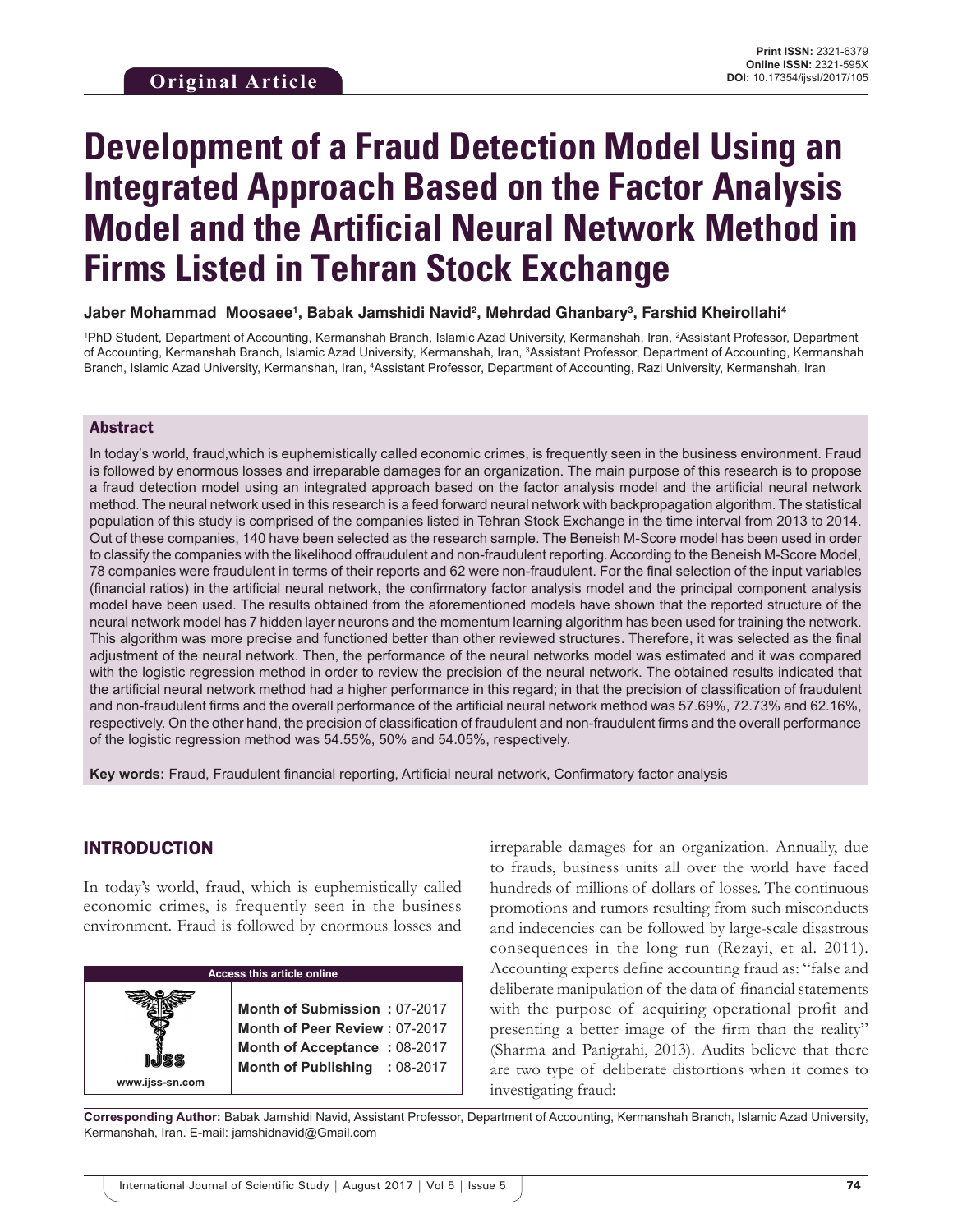**Original Article**

**Print ISSN:** 2321-6379
**Online ISSN:** 2321-595X
**DOI:** 10.17354/ijssI/2017/105

# Development of a Fraud Detection Model Using an Integrated Approach Based on the Factor Analysis Model and the Artificial Neural Network Method in Firms Listed in Tehran Stock Exchange

**Jaber Mohammad Moosaee[1], Babak Jamshidi Navid[2], Mehrdad Ghanbary[3], Farshid Kheirollahi[4]**

[1]PhD Student, Department of Accounting, Kermanshah Branch, Islamic Azad University, Kermanshah, Iran, [2]Assistant Professor, Department of Accounting, Kermanshah Branch, Islamic Azad University, Kermanshah, Iran, [3]Assistant Professor, Department of Accounting, Kermanshah Branch, Islamic Azad University, Kermanshah, Iran, [4]Assistant Professor, Department of Accounting, Razi University, Kermanshah, Iran

## Abstract

In today's world, fraud,which is euphemistically called economic crimes, is frequently seen in the business environment. Fraud is followed by enormous losses and irreparable damages for an organization. The main purpose of this research is to propose a fraud detection model using an integrated approach based on the factor analysis model and the artificial neural network method. The neural network used in this research is a feed forward neural network with backpropagation algorithm. The statistical population of this study is comprised of the companies listed in Tehran Stock Exchange in the time interval from 2013 to 2014. Out of these companies, 140 have been selected as the research sample. The Beneish M-Score model has been used in order to classify the companies with the likelihood offraudulent and non-fraudulent reporting. According to the Beneish M-Score Model, 78 companies were fraudulent in terms of their reports and 62 were non-fraudulent. For the final selection of the input variables (financial ratios) in the artificial neural network, the confirmatory factor analysis model and the principal component analysis model have been used. The results obtained from the aforementioned models have shown that the reported structure of the neural network model has 7 hidden layer neurons and the momentum learning algorithm has been used for training the network. This algorithm was more precise and functioned better than other reviewed structures. Therefore, it was selected as the final adjustment of the neural network. Then, the performance of the neural networks model was estimated and it was compared with the logistic regression method in order to review the precision of the neural network. The obtained results indicated that the artificial neural network method had a higher performance in this regard; in that the precision of classification of fraudulent and non-fraudulent firms and the overall performance of the artificial neural network method was 57.69%, 72.73% and 62.16%, respectively. On the other hand, the precision of classification of fraudulent and non-fraudulent firms and the overall performance of the logistic regression method was 54.55%, 50% and 54.05%, respectively.

**Key words:** Fraud, Fraudulent financial reporting, Artificial neural network, Confirmatory factor analysis

## INTRODUCTION

In today's world, fraud, which is euphemistically called economic crimes, is frequently seen in the business environment. Fraud is followed by enormous losses and irreparable damages for an organization. Annually, due to frauds, business units all over the world have faced hundreds of millions of dollars of losses. The continuous promotions and rumors resulting from such misconducts and indecencies can be followed by large-scale disastrous consequences in the long run (Rezayi, et al. 2011). Accounting experts define accounting fraud as: "false and deliberate manipulation of the data of financial statements with the purpose of acquiring operational profit and presenting a better image of the firm than the reality" (Sharma and Panigrahi, 2013). Audits believe that there are two type of deliberate distortions when it comes to investigating fraud:

| Access this article online | |
|---|---|
| www.ijss-sn.com | **Month of Submission :** 07-2017<br>**Month of Peer Review :** 07-2017<br>**Month of Acceptance :** 08-2017<br>**Month of Publishing :** 08-2017 |

**Corresponding Author:** Babak Jamshidi Navid, Assistant Professor, Department of Accounting, Kermanshah Branch, Islamic Azad University, Kermanshah, Iran. E-mail: jamshidnavid@Gmail.com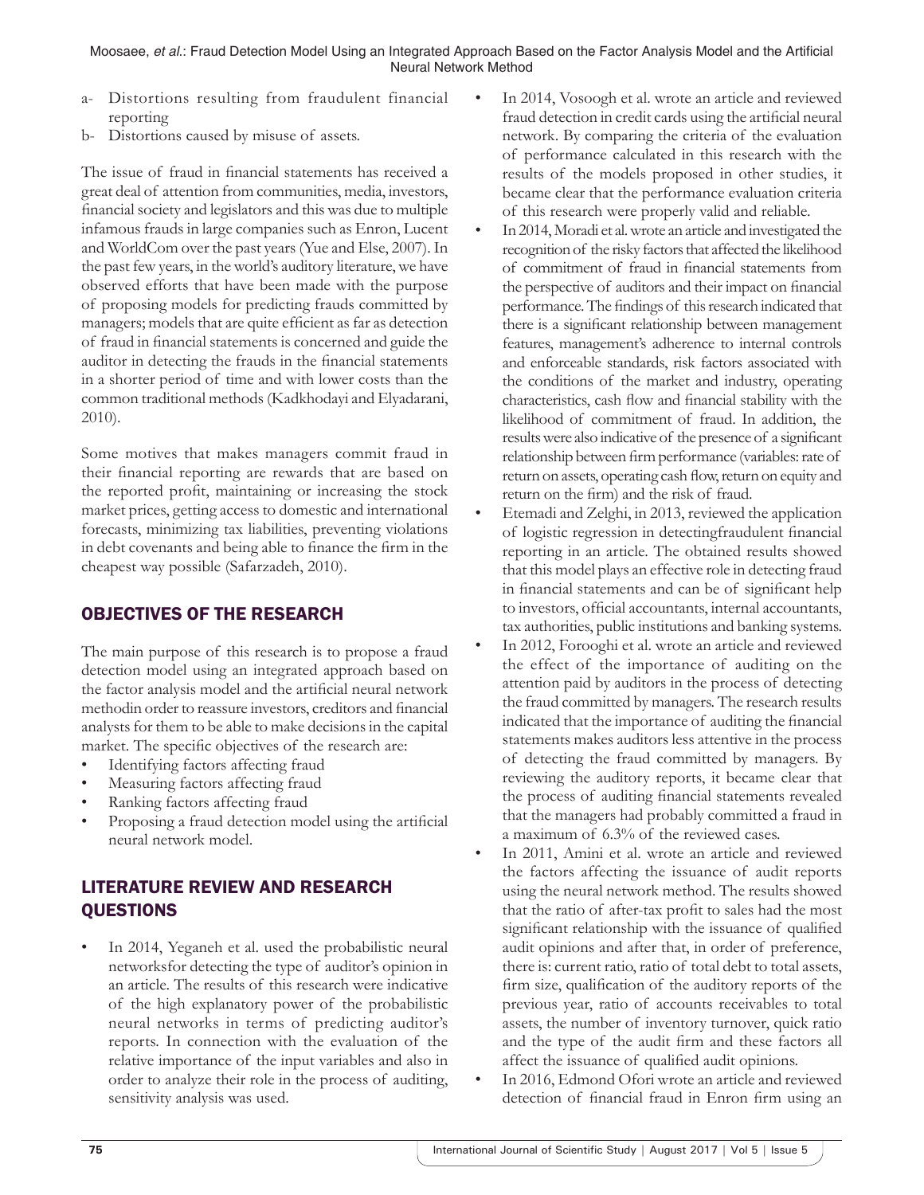a- Distortions resulting from fraudulent financial reporting
b- Distortions caused by misuse of assets.

The issue of fraud in financial statements has received a great deal of attention from communities, media, investors, financial society and legislators and this was due to multiple infamous frauds in large companies such as Enron, Lucent and WorldCom over the past years (Yue and Else, 2007). In the past few years, in the world's auditory literature, we have observed efforts that have been made with the purpose of proposing models for predicting frauds committed by managers; models that are quite efficient as far as detection of fraud in financial statements is concerned and guide the auditor in detecting the frauds in the financial statements in a shorter period of time and with lower costs than the common traditional methods (Kadkhodayi and Elyadarani, 2010).

Some motives that makes managers commit fraud in their financial reporting are rewards that are based on the reported profit, maintaining or increasing the stock market prices, getting access to domestic and international forecasts, minimizing tax liabilities, preventing violations in debt covenants and being able to finance the firm in the cheapest way possible (Safarzadeh, 2010).

## OBJECTIVES OF THE RESEARCH

The main purpose of this research is to propose a fraud detection model using an integrated approach based on the factor analysis model and the artificial neural network methodin order to reassure investors, creditors and financial analysts for them to be able to make decisions in the capital market. The specific objectives of the research are:

- Identifying factors affecting fraud
- Measuring factors affecting fraud
- Ranking factors affecting fraud
- Proposing a fraud detection model using the artificial neural network model.

## LITERATURE REVIEW AND RESEARCH QUESTIONS

- In 2014, Yeganeh et al. used the probabilistic neural networksfor detecting the type of auditor's opinion in an article. The results of this research were indicative of the high explanatory power of the probabilistic neural networks in terms of predicting auditor's reports. In connection with the evaluation of the relative importance of the input variables and also in order to analyze their role in the process of auditing, sensitivity analysis was used.
- In 2014, Vosoogh et al. wrote an article and reviewed fraud detection in credit cards using the artificial neural network. By comparing the criteria of the evaluation of performance calculated in this research with the results of the models proposed in other studies, it became clear that the performance evaluation criteria of this research were properly valid and reliable.
- In 2014, Moradi et al. wrote an article and investigated the recognition of the risky factors that affected the likelihood of commitment of fraud in financial statements from the perspective of auditors and their impact on financial performance. The findings of this research indicated that there is a significant relationship between management features, management's adherence to internal controls and enforceable standards, risk factors associated with the conditions of the market and industry, operating characteristics, cash flow and financial stability with the likelihood of commitment of fraud. In addition, the results were also indicative of the presence of a significant relationship between firm performance (variables: rate of return on assets, operating cash flow, return on equity and return on the firm) and the risk of fraud.
- Etemadi and Zelghi, in 2013, reviewed the application of logistic regression in detectingfraudulent financial reporting in an article. The obtained results showed that this model plays an effective role in detecting fraud in financial statements and can be of significant help to investors, official accountants, internal accountants, tax authorities, public institutions and banking systems.
- In 2012, Forooghi et al. wrote an article and reviewed the effect of the importance of auditing on the attention paid by auditors in the process of detecting the fraud committed by managers. The research results indicated that the importance of auditing the financial statements makes auditors less attentive in the process of detecting the fraud committed by managers. By reviewing the auditory reports, it became clear that the process of auditing financial statements revealed that the managers had probably committed a fraud in a maximum of 6.3% of the reviewed cases.
- In 2011, Amini et al. wrote an article and reviewed the factors affecting the issuance of audit reports using the neural network method. The results showed that the ratio of after-tax profit to sales had the most significant relationship with the issuance of qualified audit opinions and after that, in order of preference, there is: current ratio, ratio of total debt to total assets, firm size, qualification of the auditory reports of the previous year, ratio of accounts receivables to total assets, the number of inventory turnover, quick ratio and the type of the audit firm and these factors all affect the issuance of qualified audit opinions.
- In 2016, Edmond Ofori wrote an article and reviewed detection of financial fraud in Enron firm using an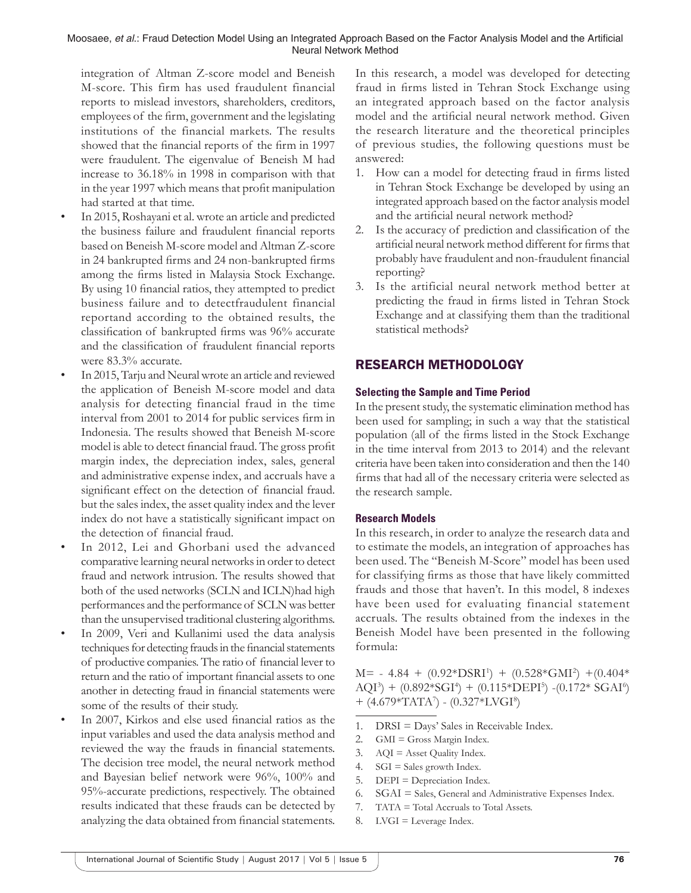integration of Altman Z-score model and Beneish M-score. This firm has used fraudulent financial reports to mislead investors, shareholders, creditors, employees of the firm, government and the legislating institutions of the financial markets. The results showed that the financial reports of the firm in 1997 were fraudulent. The eigenvalue of Beneish M had increase to 36.18% in 1998 in comparison with that in the year 1997 which means that profit manipulation had started at that time.

- In 2015, Roshayani et al. wrote an article and predicted the business failure and fraudulent financial reports based on Beneish M-score model and Altman Z-score in 24 bankrupted firms and 24 non-bankrupted firms among the firms listed in Malaysia Stock Exchange. By using 10 financial ratios, they attempted to predict business failure and to detectfraudulent financial reportand according to the obtained results, the classification of bankrupted firms was 96% accurate and the classification of fraudulent financial reports were 83.3% accurate.
- In 2015, Tarju and Neural wrote an article and reviewed the application of Beneish M-score model and data analysis for detecting financial fraud in the time interval from 2001 to 2014 for public services firm in Indonesia. The results showed that Beneish M-score model is able to detect financial fraud. The gross profit margin index, the depreciation index, sales, general and administrative expense index, and accruals have a significant effect on the detection of financial fraud. but the sales index, the asset quality index and the lever index do not have a statistically significant impact on the detection of financial fraud.
- In 2012, Lei and Ghorbani used the advanced comparative learning neural networks in order to detect fraud and network intrusion. The results showed that both of the used networks (SCLN and ICLN)had high performances and the performance of SCLN was better than the unsupervised traditional clustering algorithms.
- In 2009, Veri and Kullanimi used the data analysis techniques for detecting frauds in the financial statements of productive companies. The ratio of financial lever to return and the ratio of important financial assets to one another in detecting fraud in financial statements were some of the results of their study.
- In 2007, Kirkos and else used financial ratios as the input variables and used the data analysis method and reviewed the way the frauds in financial statements. The decision tree model, the neural network method and Bayesian belief network were 96%, 100% and 95%-accurate predictions, respectively. The obtained results indicated that these frauds can be detected by analyzing the data obtained from financial statements.

In this research, a model was developed for detecting fraud in firms listed in Tehran Stock Exchange using an integrated approach based on the factor analysis model and the artificial neural network method. Given the research literature and the theoretical principles of previous studies, the following questions must be answered:

1. How can a model for detecting fraud in firms listed in Tehran Stock Exchange be developed by using an integrated approach based on the factor analysis model and the artificial neural network method?
2. Is the accuracy of prediction and classification of the artificial neural network method different for firms that probably have fraudulent and non-fraudulent financial reporting?
3. Is the artificial neural network method better at predicting the fraud in firms listed in Tehran Stock Exchange and at classifying them than the traditional statistical methods?

## RESEARCH METHODOLOGY

### Selecting the Sample and Time Period

In the present study, the systematic elimination method has been used for sampling; in such a way that the statistical population (all of the firms listed in the Stock Exchange in the time interval from 2013 to 2014) and the relevant criteria have been taken into consideration and then the 140 firms that had all of the necessary criteria were selected as the research sample.

### Research Models

In this research, in order to analyze the research data and to estimate the models, an integration of approaches has been used. The "Beneish M-Score" model has been used for classifying firms as those that have likely committed frauds and those that haven't. In this model, 8 indexes have been used for evaluating financial statement accruals. The results obtained from the indexes in the Beneish Model have been presented in the following formula:

$$M = -4.84 + (0.92*DSRI^{1}) + (0.528*GMI^{2}) + (0.404*AQI^{3}) + (0.892*SGI^{4}) + (0.115*DEPI^{5}) - (0.172*SGAI^{6}) + (4.679*TATA^{7}) - (0.327*LVGI^{8})$$

1. DRSI = Days' Sales in Receivable Index.
2. GMI = Gross Margin Index.
3. AQI = Asset Quality Index.
4. SGI = Sales growth Index.
5. DEPI = Depreciation Index.
6. SGAI = Sales, General and Administrative Expenses Index.
7. TATA = Total Accruals to Total Assets.
8. LVGI = Leverage Index.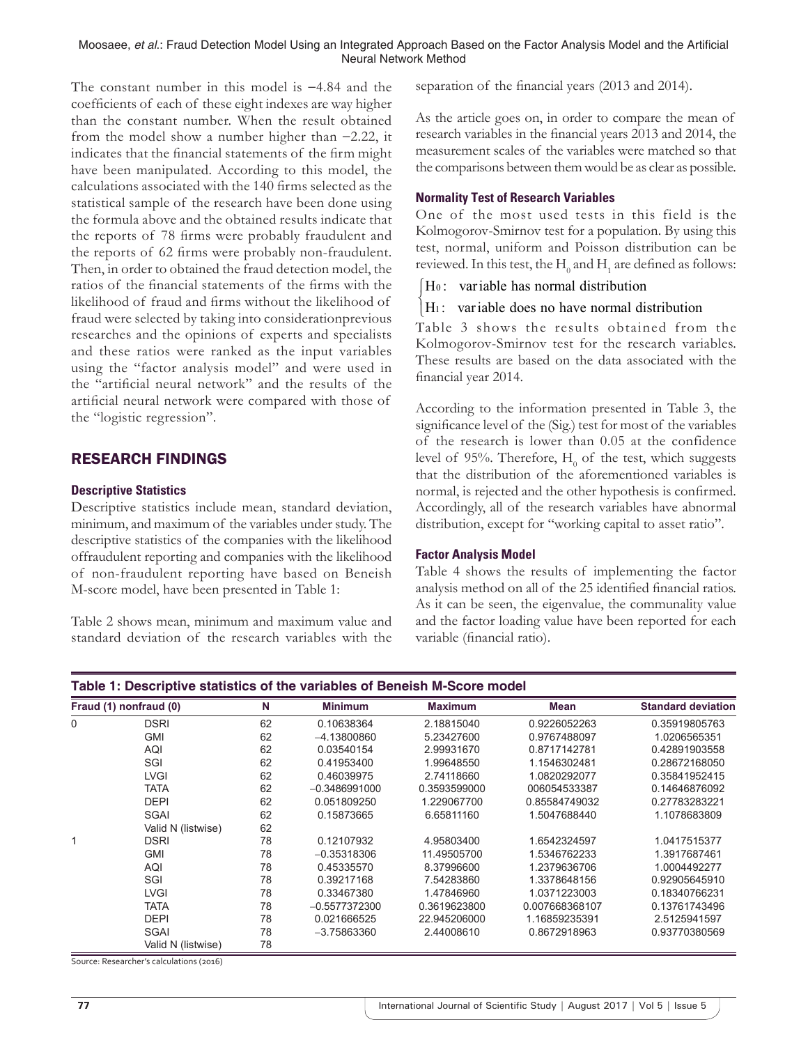The constant number in this model is −4.84 and the coefficients of each of these eight indexes are way higher than the constant number. When the result obtained from the model show a number higher than −2.22, it indicates that the financial statements of the firm might have been manipulated. According to this model, the calculations associated with the 140 firms selected as the statistical sample of the research have been done using the formula above and the obtained results indicate that the reports of 78 firms were probably fraudulent and the reports of 62 firms were probably non-fraudulent. Then, in order to obtained the fraud detection model, the ratios of the financial statements of the firms with the likelihood of fraud and firms without the likelihood of fraud were selected by taking into considerationprevious researches and the opinions of experts and specialists and these ratios were ranked as the input variables using the "factor analysis model" and were used in the "artificial neural network" and the results of the artificial neural network were compared with those of the "logistic regression".

## RESEARCH FINDINGS

### Descriptive Statistics

Descriptive statistics include mean, standard deviation, minimum, and maximum of the variables under study. The descriptive statistics of the companies with the likelihood offraudulent reporting and companies with the likelihood of non-fraudulent reporting have based on Beneish M-score model, have been presented in Table 1:

Table 2 shows mean, minimum and maximum value and standard deviation of the research variables with the separation of the financial years (2013 and 2014).

As the article goes on, in order to compare the mean of research variables in the financial years 2013 and 2014, the measurement scales of the variables were matched so that the comparisons between them would be as clear as possible.

### Normality Test of Research Variables

One of the most used tests in this field is the Kolmogorov-Smirnov test for a population. By using this test, normal, uniform and Poisson distribution can be reviewed. In this test, the $H_0$ and $H_1$ are defined as follows:

$$\begin{cases} H_0: \text{ variable has normal distribution} \\ H_1: \text{ variable does no have normal distribution} \end{cases}$$

Table 3 shows the results obtained from the Kolmogorov-Smirnov test for the research variables. These results are based on the data associated with the financial year 2014.

According to the information presented in Table 3, the significance level of the (Sig.) test for most of the variables of the research is lower than 0.05 at the confidence level of 95%. Therefore, $H_0$ of the test, which suggests that the distribution of the aforementioned variables is normal, is rejected and the other hypothesis is confirmed. Accordingly, all of the research variables have abnormal distribution, except for "working capital to asset ratio".

### Factor Analysis Model

Table 4 shows the results of implementing the factor analysis method on all of the 25 identified financial ratios. As it can be seen, the eigenvalue, the communality value and the factor loading value have been reported for each variable (financial ratio).

**Table 1: Descriptive statistics of the variables of Beneish M-Score model**

| Fraud (1) nonfraud (0) | | N | Minimum | Maximum | Mean | Standard deviation |
|---|---|---|---|---|---|---|
| 0 | DSRI | 62 | 0.10638364 | 2.18815040 | 0.9226052263 | 0.35919805763 |
| | GMI | 62 | −4.13800860 | 5.23427600 | 0.9767488097 | 1.0206565351 |
| | AQI | 62 | 0.03540154 | 2.99931670 | 0.8717142781 | 0.42891903558 |
| | SGI | 62 | 0.41953400 | 1.99648550 | 1.1546302481 | 0.28672168050 |
| | LVGI | 62 | 0.46039975 | 2.74118660 | 1.0820292077 | 0.35841952415 |
| | TATA | 62 | −0.3486991000 | 0.3593599000 | 006054533387 | 0.14646876092 |
| | DEPI | 62 | 0.051809250 | 1.229067700 | 0.85584749032 | 0.27783283221 |
| | SGAI | 62 | 0.15873665 | 6.65811160 | 1.5047688440 | 1.1078683809 |
| | Valid N (listwise) | 62 | | | | |
| 1 | DSRI | 78 | 0.12107932 | 4.95803400 | 1.6542324597 | 1.0417515377 |
| | GMI | 78 | −0.35318306 | 11.49505700 | 1.5346762233 | 1.3917687461 |
| | AQI | 78 | 0.45335570 | 8.37996600 | 1.2379636706 | 1.0004492277 |
| | SGI | 78 | 0.39217168 | 7.54283860 | 1.3378648156 | 0.92905645910 |
| | LVGI | 78 | 0.33467380 | 1.47846960 | 1.0371223003 | 0.18340766231 |
| | TATA | 78 | −0.5577372300 | 0.3619623800 | 0.007668368107 | 0.13761743496 |
| | DEPI | 78 | 0.021666525 | 22.945206000 | 1.16859235391 | 2.5125941597 |
| | SGAI | 78 | −3.75863360 | 2.44008610 | 0.8672918963 | 0.93770380569 |
| | Valid N (listwise) | 78 | | | | |

Source: Researcher's calculations (2016)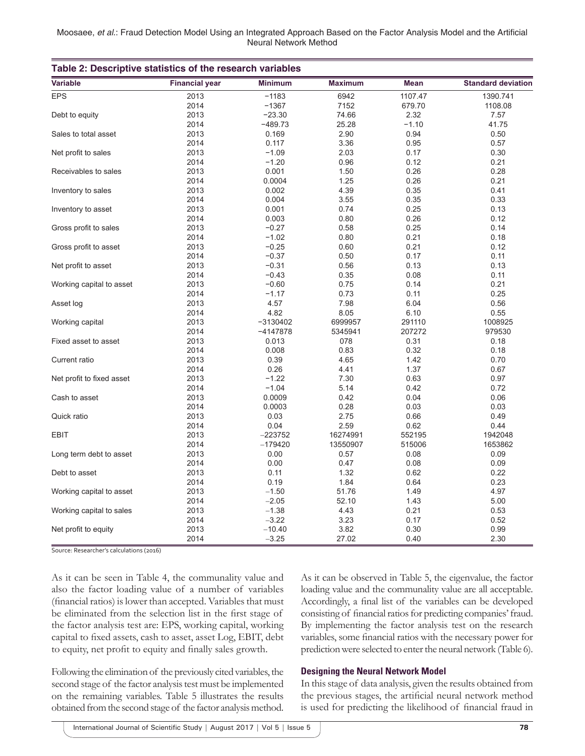**Table 2: Descriptive statistics of the research variables**

| Variable | Financial year | Minimum | Maximum | Mean | Standard deviation |
|---|---|---|---|---|---|
| EPS | 2013 | −1183 | 6942 | 1107.47 | 1390.741 |
| | 2014 | −1367 | 7152 | 679.70 | 1108.08 |
| Debt to equity | 2013 | −23.30 | 74.66 | 2.32 | 7.57 |
| | 2014 | −489.73 | 25.28 | −1.10 | 41.75 |
| Sales to total asset | 2013 | 0.169 | 2.90 | 0.94 | 0.50 |
| | 2014 | 0.117 | 3.36 | 0.95 | 0.57 |
| Net profit to sales | 2013 | −1.09 | 2.03 | 0.17 | 0.30 |
| | 2014 | −1.20 | 0.96 | 0.12 | 0.21 |
| Receivables to sales | 2013 | 0.001 | 1.50 | 0.26 | 0.28 |
| | 2014 | 0.0004 | 1.25 | 0.26 | 0.21 |
| Inventory to sales | 2013 | 0.002 | 4.39 | 0.35 | 0.41 |
| | 2014 | 0.004 | 3.55 | 0.35 | 0.33 |
| Inventory to asset | 2013 | 0.001 | 0.74 | 0.25 | 0.13 |
| | 2014 | 0.003 | 0.80 | 0.26 | 0.12 |
| Gross profit to sales | 2013 | −0.27 | 0.58 | 0.25 | 0.14 |
| | 2014 | −1.02 | 0.80 | 0.21 | 0.18 |
| Gross profit to asset | 2013 | −0.25 | 0.60 | 0.21 | 0.12 |
| | 2014 | −0.37 | 0.50 | 0.17 | 0.11 |
| Net profit to asset | 2013 | −0.31 | 0.56 | 0.13 | 0.13 |
| | 2014 | −0.43 | 0.35 | 0.08 | 0.11 |
| Working capital to asset | 2013 | −0.60 | 0.75 | 0.14 | 0.21 |
| | 2014 | −1.17 | 0.73 | 0.11 | 0.25 |
| Asset log | 2013 | 4.57 | 7.98 | 6.04 | 0.56 |
| | 2014 | 4.82 | 8.05 | 6.10 | 0.55 |
| Working capital | 2013 | −3130402 | 6999957 | 291110 | 1008925 |
| | 2014 | −4147878 | 5345941 | 207272 | 979530 |
| Fixed asset to asset | 2013 | 0.013 | 078 | 0.31 | 0.18 |
| | 2014 | 0.008 | 0.83 | 0.32 | 0.18 |
| Current ratio | 2013 | 0.39 | 4.65 | 1.42 | 0.70 |
| | 2014 | 0.26 | 4.41 | 1.37 | 0.67 |
| Net profit to fixed asset | 2013 | −1.22 | 7.30 | 0.63 | 0.97 |
| | 2014 | −1.04 | 5.14 | 0.42 | 0.72 |
| Cash to asset | 2013 | 0.0009 | 0.42 | 0.04 | 0.06 |
| | 2014 | 0.0003 | 0.28 | 0.03 | 0.03 |
| Quick ratio | 2013 | 0.03 | 2.75 | 0.66 | 0.49 |
| | 2014 | 0.04 | 2.59 | 0.62 | 0.44 |
| EBIT | 2013 | −223752 | 16274991 | 552195 | 1942048 |
| | 2014 | −179420 | 13550907 | 515006 | 1653862 |
| Long term debt to asset | 2013 | 0.00 | 0.57 | 0.08 | 0.09 |
| | 2014 | 0.00 | 0.47 | 0.08 | 0.09 |
| Debt to asset | 2013 | 0.11 | 1.32 | 0.62 | 0.22 |
| | 2014 | 0.19 | 1.84 | 0.64 | 0.23 |
| Working capital to asset | 2013 | −1.50 | 51.76 | 1.49 | 4.97 |
| | 2014 | −2.05 | 52.10 | 1.43 | 5.00 |
| Working capital to sales | 2013 | −1.38 | 4.43 | 0.21 | 0.53 |
| | 2014 | −3.22 | 3.23 | 0.17 | 0.52 |
| Net profit to equity | 2013 | −10.40 | 3.82 | 0.30 | 0.99 |
| | 2014 | −3.25 | 27.02 | 0.40 | 2.30 |

Source: Researcher's calculations (2016)

As it can be seen in Table 4, the communality value and also the factor loading value of a number of variables (financial ratios) is lower than accepted. Variables that must be eliminated from the selection list in the first stage of the factor analysis test are: EPS, working capital, working capital to fixed assets, cash to asset, asset Log, EBIT, debt to equity, net profit to equity and finally sales growth.

Following the elimination of the previously cited variables, the second stage of the factor analysis test must be implemented on the remaining variables. Table 5 illustrates the results obtained from the second stage of the factor analysis method.

As it can be observed in Table 5, the eigenvalue, the factor loading value and the communality value are all acceptable. Accordingly, a final list of the variables can be developed consisting of financial ratios for predicting companies' fraud. By implementing the factor analysis test on the research variables, some financial ratios with the necessary power for prediction were selected to enter the neural network (Table 6).

### Designing the Neural Network Model

In this stage of data analysis, given the results obtained from the previous stages, the artificial neural network method is used for predicting the likelihood of financial fraud in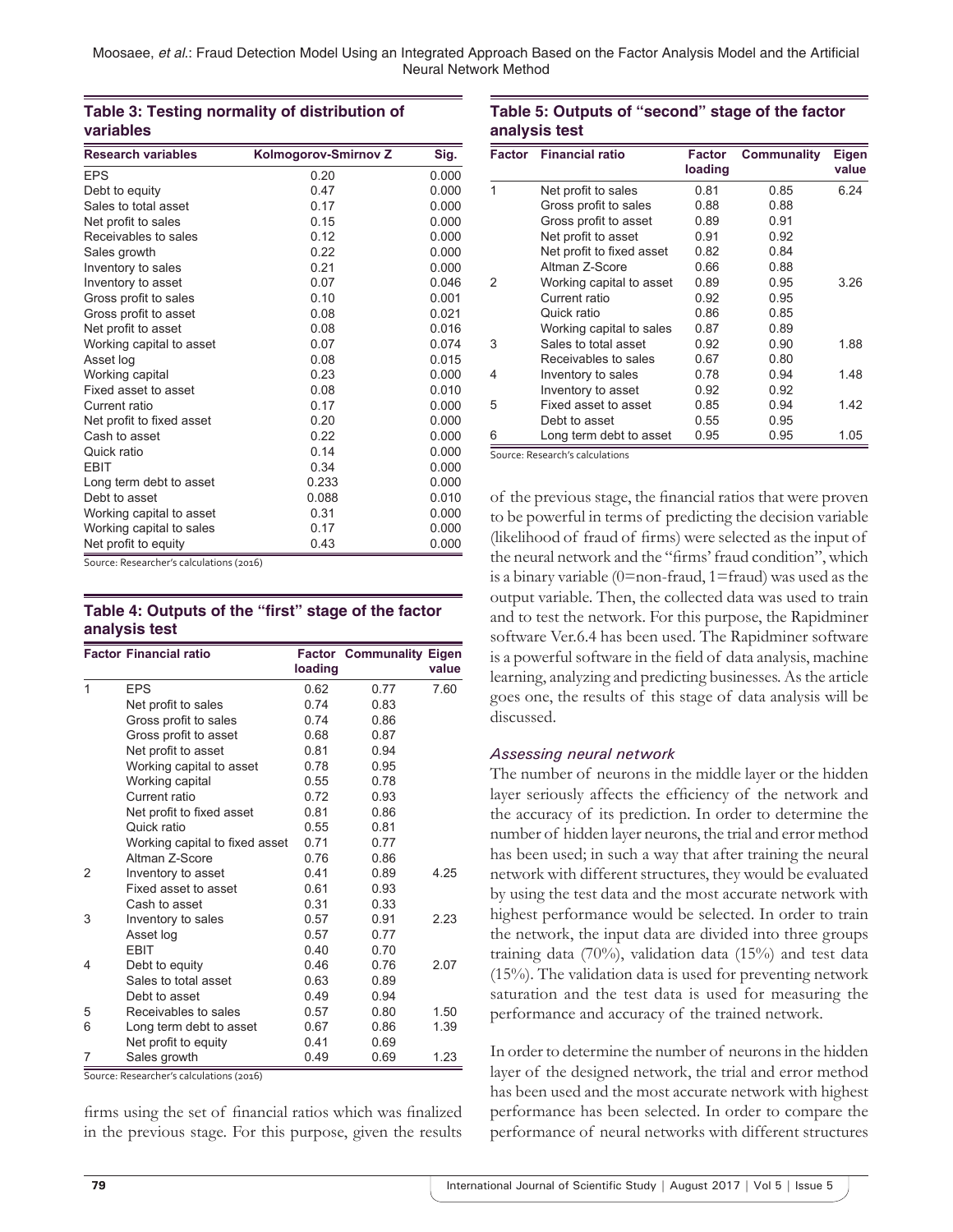**Table 3: Testing normality of distribution of variables**

| Research variables | Kolmogorov-Smirnov Z | Sig. |
|---|---|---|
| EPS | 0.20 | 0.000 |
| Debt to equity | 0.47 | 0.000 |
| Sales to total asset | 0.17 | 0.000 |
| Net profit to sales | 0.15 | 0.000 |
| Receivables to sales | 0.12 | 0.000 |
| Sales growth | 0.22 | 0.000 |
| Inventory to sales | 0.21 | 0.000 |
| Inventory to asset | 0.07 | 0.046 |
| Gross profit to sales | 0.10 | 0.001 |
| Gross profit to asset | 0.08 | 0.021 |
| Net profit to asset | 0.08 | 0.016 |
| Working capital to asset | 0.07 | 0.074 |
| Asset log | 0.08 | 0.015 |
| Working capital | 0.23 | 0.000 |
| Fixed asset to asset | 0.08 | 0.010 |
| Current ratio | 0.17 | 0.000 |
| Net profit to fixed asset | 0.20 | 0.000 |
| Cash to asset | 0.22 | 0.000 |
| Quick ratio | 0.14 | 0.000 |
| EBIT | 0.34 | 0.000 |
| Long term debt to asset | 0.233 | 0.000 |
| Debt to asset | 0.088 | 0.010 |
| Working capital to asset | 0.31 | 0.000 |
| Working capital to sales | 0.17 | 0.000 |
| Net profit to equity | 0.43 | 0.000 |

Source: Researcher's calculations (2016)

**Table 4: Outputs of the "first" stage of the factor analysis test**

| Factor | Financial ratio | Factor loading | Communality | Eigen value |
|---|---|---|---|---|
| 1 | EPS | 0.62 | 0.77 | 7.60 |
| | Net profit to sales | 0.74 | 0.83 | |
| | Gross profit to sales | 0.74 | 0.86 | |
| | Gross profit to asset | 0.68 | 0.87 | |
| | Net profit to asset | 0.81 | 0.94 | |
| | Working capital to asset | 0.78 | 0.95 | |
| | Working capital | 0.55 | 0.78 | |
| | Current ratio | 0.72 | 0.93 | |
| | Net profit to fixed asset | 0.81 | 0.86 | |
| | Quick ratio | 0.55 | 0.81 | |
| | Working capital to fixed asset | 0.71 | 0.77 | |
| | Altman Z-Score | 0.76 | 0.86 | |
| 2 | Inventory to asset | 0.41 | 0.89 | 4.25 |
| | Fixed asset to asset | 0.61 | 0.93 | |
| | Cash to asset | 0.31 | 0.33 | |
| 3 | Inventory to sales | 0.57 | 0.91 | 2.23 |
| | Asset log | 0.57 | 0.77 | |
| | EBIT | 0.40 | 0.70 | |
| 4 | Debt to equity | 0.46 | 0.76 | 2.07 |
| | Sales to total asset | 0.63 | 0.89 | |
| | Debt to asset | 0.49 | 0.94 | |
| 5 | Receivables to sales | 0.57 | 0.80 | 1.50 |
| 6 | Long term debt to asset | 0.67 | 0.86 | 1.39 |
| | Net profit to equity | 0.41 | 0.69 | |
| 7 | Sales growth | 0.49 | 0.69 | 1.23 |

Source: Researcher's calculations (2016)

firms using the set of financial ratios which was finalized in the previous stage. For this purpose, given the results of the previous stage, the financial ratios that were proven to be powerful in terms of predicting the decision variable (likelihood of fraud of firms) were selected as the input of the neural network and the "firms' fraud condition", which is a binary variable (0=non-fraud, 1=fraud) was used as the output variable. Then, the collected data was used to train and to test the network. For this purpose, the Rapidminer software Ver.6.4 has been used. The Rapidminer software is a powerful software in the field of data analysis, machine learning, analyzing and predicting businesses. As the article goes one, the results of this stage of data analysis will be discussed.

**Table 5: Outputs of "second" stage of the factor analysis test**

| Factor | Financial ratio | Factor loading | Communality | Eigen value |
|---|---|---|---|---|
| 1 | Net profit to sales | 0.81 | 0.85 | 6.24 |
| | Gross profit to sales | 0.88 | 0.88 | |
| | Gross profit to asset | 0.89 | 0.91 | |
| | Net profit to asset | 0.91 | 0.92 | |
| | Net profit to fixed asset | 0.82 | 0.84 | |
| | Altman Z-Score | 0.66 | 0.88 | |
| 2 | Working capital to asset | 0.89 | 0.95 | 3.26 |
| | Current ratio | 0.92 | 0.95 | |
| | Quick ratio | 0.86 | 0.85 | |
| | Working capital to sales | 0.87 | 0.89 | |
| 3 | Sales to total asset | 0.92 | 0.90 | 1.88 |
| | Receivables to sales | 0.67 | 0.80 | |
| 4 | Inventory to sales | 0.78 | 0.94 | 1.48 |
| | Inventory to asset | 0.92 | 0.92 | |
| 5 | Fixed asset to asset | 0.85 | 0.94 | 1.42 |
| | Debt to asset | 0.55 | 0.95 | |
| 6 | Long term debt to asset | 0.95 | 0.95 | 1.05 |

Source: Research's calculations

### *Assessing neural network*

The number of neurons in the middle layer or the hidden layer seriously affects the efficiency of the network and the accuracy of its prediction. In order to determine the number of hidden layer neurons, the trial and error method has been used; in such a way that after training the neural network with different structures, they would be evaluated by using the test data and the most accurate network with highest performance would be selected. In order to train the network, the input data are divided into three groups training data (70%), validation data (15%) and test data (15%). The validation data is used for preventing network saturation and the test data is used for measuring the performance and accuracy of the trained network.

In order to determine the number of neurons in the hidden layer of the designed network, the trial and error method has been used and the most accurate network with highest performance has been selected. In order to compare the performance of neural networks with different structures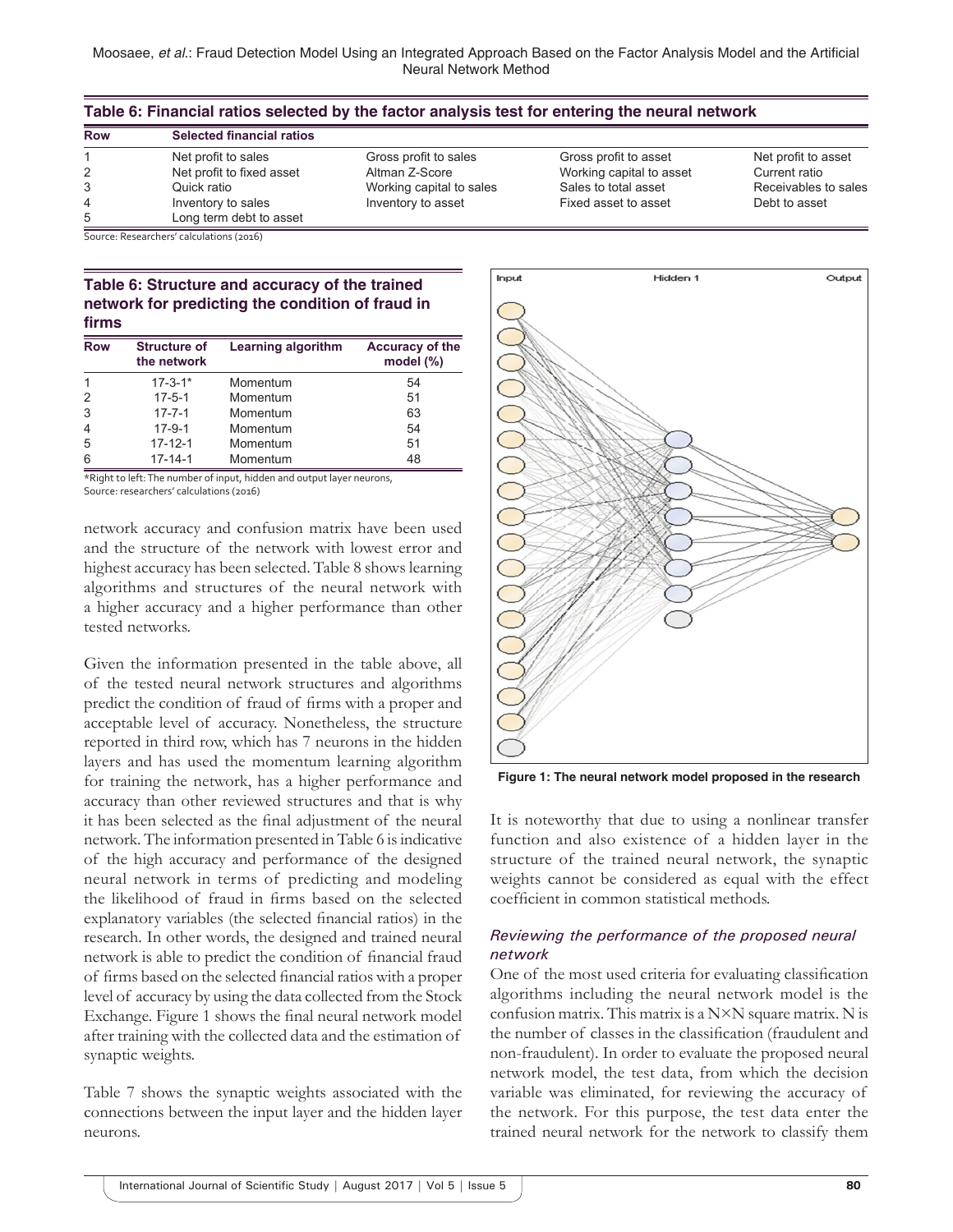**Table 6: Financial ratios selected by the factor analysis test for entering the neural network**

| Row | Selected financial ratios | | | |
|---|---|---|---|---|
| 1 | Net profit to sales | Gross profit to sales | Gross profit to asset | Net profit to asset |
| 2 | Net profit to fixed asset | Altman Z‑Score | Working capital to asset | Current ratio |
| 3 | Quick ratio | Working capital to sales | Sales to total asset | Receivables to sales |
| 4 | Inventory to sales | Inventory to asset | Fixed asset to asset | Debt to asset |
| 5 | Long term debt to asset | | | |

Source: Researchers' calculations (2016)

**Table 6: Structure and accuracy of the trained network for predicting the condition of fraud in firms**

| Row | Structure of the network | Learning algorithm | Accuracy of the model (%) |
|---|---|---|---|
| 1 | 17‑3‑1* | Momentum | 54 |
| 2 | 17‑5‑1 | Momentum | 51 |
| 3 | 17‑7‑1 | Momentum | 63 |
| 4 | 17‑9‑1 | Momentum | 54 |
| 5 | 17‑12‑1 | Momentum | 51 |
| 6 | 17‑14‑1 | Momentum | 48 |

*Right to left: The number of input, hidden and output layer neurons,
Source: researchers' calculations (2016)

network accuracy and confusion matrix have been used and the structure of the network with lowest error and highest accuracy has been selected. Table 8 shows learning algorithms and structures of the neural network with a higher accuracy and a higher performance than other tested networks.

Given the information presented in the table above, all of the tested neural network structures and algorithms predict the condition of fraud of firms with a proper and acceptable level of accuracy. Nonetheless, the structure reported in third row, which has 7 neurons in the hidden layers and has used the momentum learning algorithm for training the network, has a higher performance and accuracy than other reviewed structures and that is why it has been selected as the final adjustment of the neural network. The information presented in Table 6 is indicative of the high accuracy and performance of the designed neural network in terms of predicting and modeling the likelihood of fraud in firms based on the selected explanatory variables (the selected financial ratios) in the research. In other words, the designed and trained neural network is able to predict the condition of financial fraud of firms based on the selected financial ratios with a proper level of accuracy by using the data collected from the Stock Exchange. Figure 1 shows the final neural network model after training with the collected data and the estimation of synaptic weights.

Table 7 shows the synaptic weights associated with the connections between the input layer and the hidden layer neurons.

**Figure 1: The neural network model proposed in the research**

It is noteworthy that due to using a nonlinear transfer function and also existence of a hidden layer in the structure of the trained neural network, the synaptic weights cannot be considered as equal with the effect coefficient in common statistical methods.

### *Reviewing the performance of the proposed neural network*

One of the most used criteria for evaluating classification algorithms including the neural network model is the confusion matrix. This matrix is a N×N square matrix. N is the number of classes in the classification (fraudulent and non‑fraudulent). In order to evaluate the proposed neural network model, the test data, from which the decision variable was eliminated, for reviewing the accuracy of the network. For this purpose, the test data enter the trained neural network for the network to classify them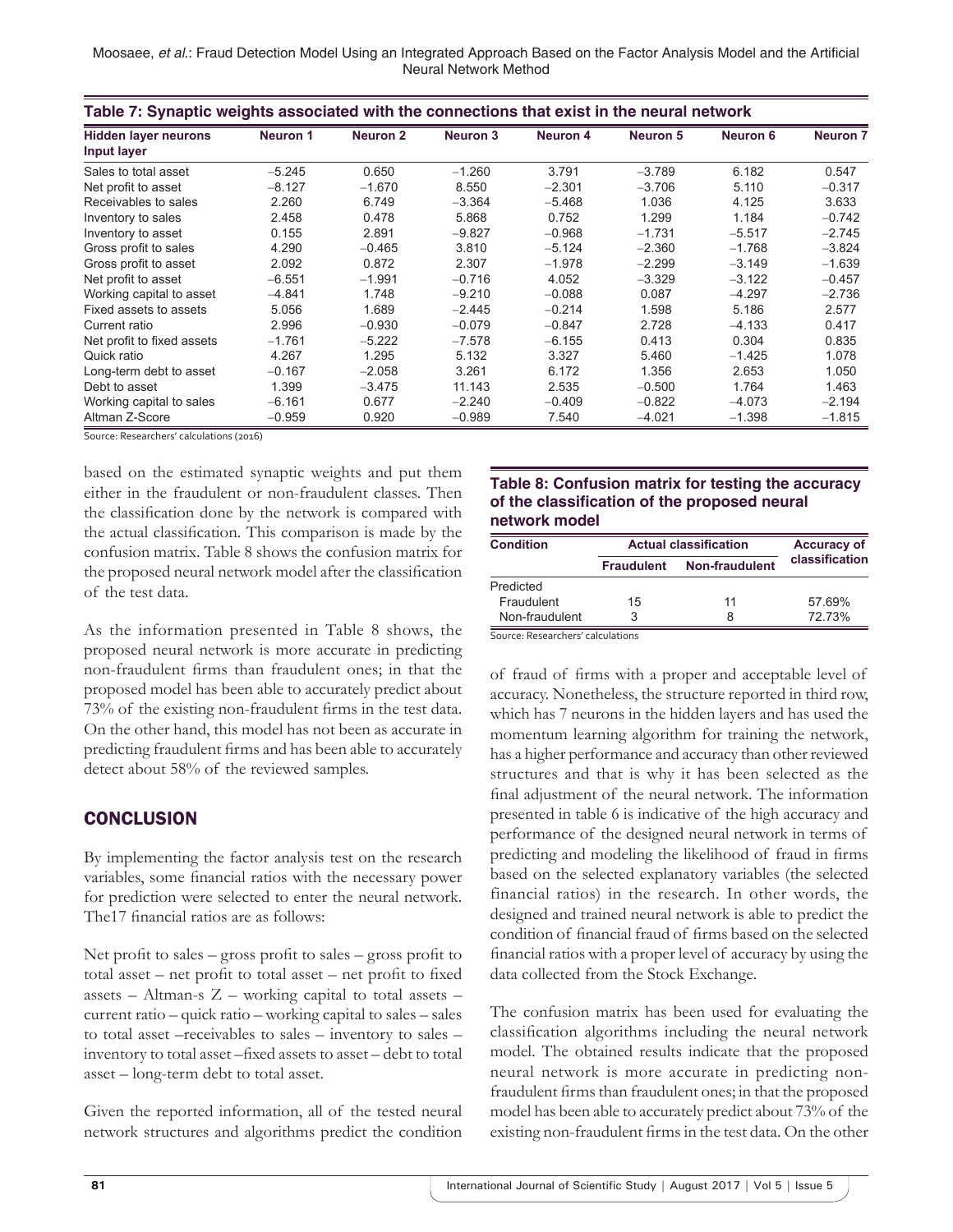**Table 7: Synaptic weights associated with the connections that exist in the neural network**

| Hidden layer neurons Input layer | Neuron 1 | Neuron 2 | Neuron 3 | Neuron 4 | Neuron 5 | Neuron 6 | Neuron 7 |
|---|---|---|---|---|---|---|---|
| Sales to total asset | −5.245 | 0.650 | −1.260 | 3.791 | −3.789 | 6.182 | 0.547 |
| Net profit to asset | −8.127 | −1.670 | 8.550 | −2.301 | −3.706 | 5.110 | −0.317 |
| Receivables to sales | 2.260 | 6.749 | −3.364 | −5.468 | 1.036 | 4.125 | 3.633 |
| Inventory to sales | 2.458 | 0.478 | 5.868 | 0.752 | 1.299 | 1.184 | −0.742 |
| Inventory to asset | 0.155 | 2.891 | −9.827 | −0.968 | −1.731 | −5.517 | −2.745 |
| Gross profit to sales | 4.290 | −0.465 | 3.810 | −5.124 | −2.360 | −1.768 | −3.824 |
| Gross profit to asset | 2.092 | 0.872 | 2.307 | −1.978 | −2.299 | −3.149 | −1.639 |
| Net profit to asset | −6.551 | −1.991 | −0.716 | 4.052 | −3.329 | −3.122 | −0.457 |
| Working capital to asset | −4.841 | 1.748 | −9.210 | −0.088 | 0.087 | −4.297 | −2.736 |
| Fixed assets to assets | 5.056 | 1.689 | −2.445 | −0.214 | 1.598 | 5.186 | 2.577 |
| Current ratio | 2.996 | −0.930 | −0.079 | −0.847 | 2.728 | −4.133 | 0.417 |
| Net profit to fixed assets | −1.761 | −5.222 | −7.578 | −6.155 | 0.413 | 0.304 | 0.835 |
| Quick ratio | 4.267 | 1.295 | 5.132 | 3.327 | 5.460 | −1.425 | 1.078 |
| Long-term debt to asset | −0.167 | −2.058 | 3.261 | 6.172 | 1.356 | 2.653 | 1.050 |
| Debt to asset | 1.399 | −3.475 | 11.143 | 2.535 | −0.500 | 1.764 | 1.463 |
| Working capital to sales | −6.161 | 0.677 | −2.240 | −0.409 | −0.822 | −4.073 | −2.194 |
| Altman Z-Score | −0.959 | 0.920 | −0.989 | 7.540 | −4.021 | −1.398 | −1.815 |

Source: Researchers' calculations (2016)

based on the estimated synaptic weights and put them either in the fraudulent or non-fraudulent classes. Then the classification done by the network is compared with the actual classification. This comparison is made by the confusion matrix. Table 8 shows the confusion matrix for the proposed neural network model after the classification of the test data.

As the information presented in Table 8 shows, the proposed neural network is more accurate in predicting non-fraudulent firms than fraudulent ones; in that the proposed model has been able to accurately predict about 73% of the existing non-fraudulent firms in the test data. On the other hand, this model has not been as accurate in predicting fraudulent firms and has been able to accurately detect about 58% of the reviewed samples.

**Table 8: Confusion matrix for testing the accuracy of the classification of the proposed neural network model**

| Condition | Actual classification | | Accuracy of classification |
|---|---|---|---|
| | Fraudulent | Non-fraudulent | |
| Predicted | | | |
| Fraudulent | 15 | 11 | 57.69% |
| Non-fraudulent | 3 | 8 | 72.73% |

Source: Researchers' calculations

## CONCLUSION

By implementing the factor analysis test on the research variables, some financial ratios with the necessary power for prediction were selected to enter the neural network. The17 financial ratios are as follows:

Net profit to sales – gross profit to sales – gross profit to total asset – net profit to total asset – net profit to fixed assets – Altman-s Z – working capital to total assets – current ratio – quick ratio – working capital to sales – sales to total asset –receivables to sales – inventory to sales – inventory to total asset –fixed assets to asset – debt to total asset – long-term debt to total asset.

Given the reported information, all of the tested neural network structures and algorithms predict the condition of fraud of firms with a proper and acceptable level of accuracy. Nonetheless, the structure reported in third row, which has 7 neurons in the hidden layers and has used the momentum learning algorithm for training the network, has a higher performance and accuracy than other reviewed structures and that is why it has been selected as the final adjustment of the neural network. The information presented in table 6 is indicative of the high accuracy and performance of the designed neural network in terms of predicting and modeling the likelihood of fraud in firms based on the selected explanatory variables (the selected financial ratios) in the research. In other words, the designed and trained neural network is able to predict the condition of financial fraud of firms based on the selected financial ratios with a proper level of accuracy by using the data collected from the Stock Exchange.

The confusion matrix has been used for evaluating the classification algorithms including the neural network model. The obtained results indicate that the proposed neural network is more accurate in predicting non-fraudulent firms than fraudulent ones; in that the proposed model has been able to accurately predict about 73% of the existing non-fraudulent firms in the test data. On the other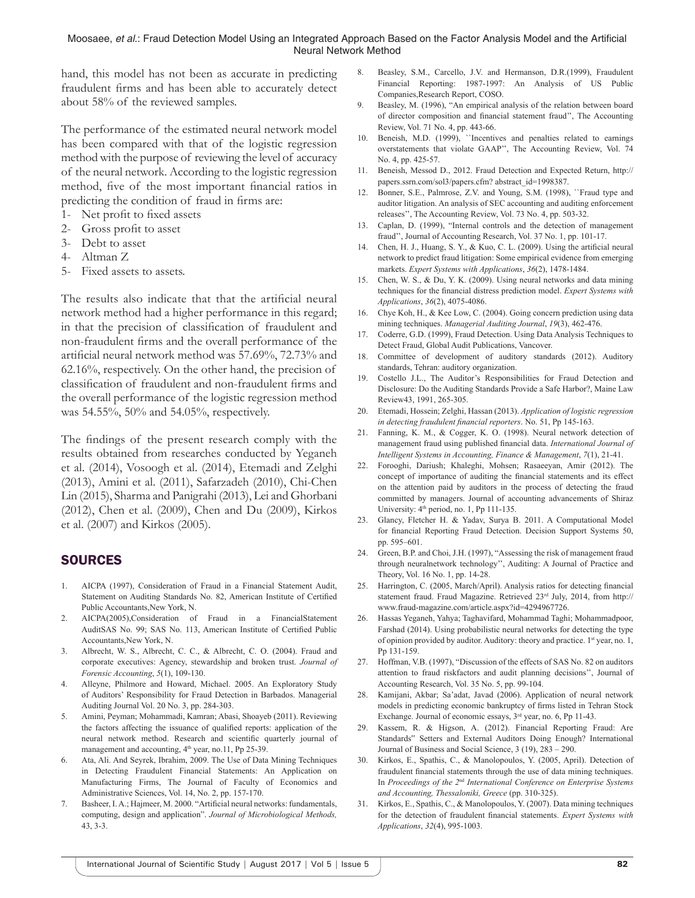hand, this model has not been as accurate in predicting fraudulent firms and has been able to accurately detect about 58% of the reviewed samples.

The performance of the estimated neural network model has been compared with that of the logistic regression method with the purpose of reviewing the level of accuracy of the neural network. According to the logistic regression method, five of the most important financial ratios in predicting the condition of fraud in firms are:

1- Net profit to fixed assets
2- Gross profit to asset
3- Debt to asset
4- Altman Z
5- Fixed assets to assets.

The results also indicate that that the artificial neural network method had a higher performance in this regard; in that the precision of classification of fraudulent and non-fraudulent firms and the overall performance of the artificial neural network method was 57.69%, 72.73% and 62.16%, respectively. On the other hand, the precision of classification of fraudulent and non-fraudulent firms and the overall performance of the logistic regression method was 54.55%, 50% and 54.05%, respectively.

The findings of the present research comply with the results obtained from researches conducted by Yeganeh et al. (2014), Vosoogh et al. (2014), Etemadi and Zelghi (2013), Amini et al. (2011), Safarzadeh (2010), Chi-Chen Lin (2015), Sharma and Panigrahi (2013), Lei and Ghorbani (2012), Chen et al. (2009), Chen and Du (2009), Kirkos et al. (2007) and Kirkos (2005).

## SOURCES

1. AICPA (1997), Consideration of Fraud in a Financial Statement Audit, Statement on Auditing Standards No. 82, American Institute of Certified Public Accountants,New York, N.
2. AICPA(2005),Consideration of Fraud in a FinancialStatement AuditSAS No. 99; SAS No. 113, American Institute of Certified Public Accountants,New York, N.
3. Albrecht, W. S., Albrecht, C. C., & Albrecht, C. O. (2004). Fraud and corporate executives: Agency, stewardship and broken trust. *Journal of Forensic Accounting*, *5*(1), 109-130.
4. Alleyne, Philmore and Howard, Michael. 2005. An Exploratory Study of Auditors' Responsibility for Fraud Detection in Barbados. Managerial Auditing Journal Vol. 20 No. 3, pp. 284-303.
5. Amini, Peyman; Mohammadi, Kamran; Abasi, Shoayeb (2011). Reviewing the factors affecting the issuance of qualified reports: application of the neural network method. Research and scientific quarterly journal of management and accounting, 4th year, no.11, Pp 25-39.
6. Ata, Ali. And Seyrek, Ibrahim, 2009. The Use of Data Mining Techniques in Detecting Fraudulent Financial Statements: An Application on Manufacturing Firms, The Journal of Faculty of Economics and Administrative Sciences, Vol. 14, No. 2, pp. 157-170.
7. Basheer, I. A.; Hajmeer, M. 2000. "Artificial neural networks: fundamentals, computing, design and application". *Journal of Microbiological Methods,* 43, 3-3.
8. Beasley, S.M., Carcello, J.V. and Hermanson, D.R.(1999), Fraudulent Financial Reporting: 1987-1997: An Analysis of US Public Companies,Research Report, COSO.
9. Beasley, M. (1996), "An empirical analysis of the relation between board of director composition and financial statement fraud", The Accounting Review, Vol. 71 No. 4, pp. 443-66.
10. Beneish, M.D. (1999), ``Incentives and penalties related to earnings overstatements that violate GAAP'', The Accounting Review, Vol. 74 No. 4, pp. 425-57.
11. Beneish, Messod D., 2012. Fraud Detection and Expected Return, http://papers.ssrn.com/sol3/papers.cfm? abstract_id=1998387.
12. Bonner, S.E., Palmrose, Z.V. and Young, S.M. (1998), ``Fraud type and auditor litigation. An analysis of SEC accounting and auditing enforcement releases'', The Accounting Review, Vol. 73 No. 4, pp. 503-32.
13. Caplan, D. (1999), "Internal controls and the detection of management fraud'', Journal of Accounting Research, Vol. 37 No. 1, pp. 101-17.
14. Chen, H. J., Huang, S. Y., & Kuo, C. L. (2009). Using the artificial neural network to predict fraud litigation: Some empirical evidence from emerging markets. *Expert Systems with Applications*, *36*(2), 1478-1484.
15. Chen, W. S., & Du, Y. K. (2009). Using neural networks and data mining techniques for the financial distress prediction model. *Expert Systems with Applications*, *36*(2), 4075-4086.
16. Chye Koh, H., & Kee Low, C. (2004). Going concern prediction using data mining techniques. *Managerial Auditing Journal*, *19*(3), 462-476.
17. Coderre, G.D. (1999), Fraud Detection. Using Data Analysis Techniques to Detect Fraud, Global Audit Publications, Vancover.
18. Committee of development of auditory standards (2012). Auditory standards, Tehran: auditory organization.
19. Costello J.L., The Auditor's Responsibilities for Fraud Detection and Disclosure: Do the Auditing Standards Provide a Safe Harbor?, Maine Law Review43, 1991, 265-305.
20. Etemadi, Hossein; Zelghi, Hassan (2013). *Application of logistic regression in detecting fraudulent financial reporters*. No. 51, Pp 145-163.
21. Fanning, K. M., & Cogger, K. O. (1998). Neural network detection of management fraud using published financial data. *International Journal of Intelligent Systems in Accounting, Finance & Management*, *7*(1), 21-41.
22. Forooghi, Dariush; Khaleghi, Mohsen; Rasaeeyan, Amir (2012). The concept of importance of auditing the financial statements and its effect on the attention paid by auditors in the process of detecting the fraud committed by managers. Journal of accounting advancements of Shiraz University: 4th period, no. 1, Pp 111-135.
23. Glancy, Fletcher H. & Yadav, Surya B. 2011. A Computational Model for financial Reporting Fraud Detection. Decision Support Systems 50, pp. 595–601.
24. Green, B.P. and Choi, J.H. (1997), "Assessing the risk of management fraud through neuralnetwork technology'', Auditing: A Journal of Practice and Theory, Vol. 16 No. 1, pp. 14-28.
25. Harrington, C. (2005, March/April). Analysis ratios for detecting financial statement fraud. Fraud Magazine. Retrieved 23rd July, 2014, from http://www.fraud-magazine.com/article.aspx?id=4294967726.
26. Hassas Yeganeh, Yahya; Taghavifard, Mohammad Taghi; Mohammadpoor, Farshad (2014). Using probabilistic neural networks for detecting the type of opinion provided by auditor. Auditory: theory and practice. 1st year, no. 1, Pp 131-159.
27. Hoffman, V.B. (1997), "Discussion of the effects of SAS No. 82 on auditors attention to fraud riskfactors and audit planning decisions'', Journal of Accounting Research, Vol. 35 No. 5, pp. 99-104.
28. Kamijani, Akbar; Sa'adat, Javad (2006). Application of neural network models in predicting economic bankruptcy of firms listed in Tehran Stock Exchange. Journal of economic essays, 3rd year, no. 6, Pp 11-43.
29. Kassem, R. & Higson, A. (2012). Financial Reporting Fraud: Are Standards" Setters and External Auditors Doing Enough? International Journal of Business and Social Science, 3 (19), 283 – 290.
30. Kirkos, E., Spathis, C., & Manolopoulos, Y. (2005, April). Detection of fraudulent financial statements through the use of data mining techniques. In *Proceedings of the 2nd International Conference on Enterprise Systems and Accounting, Thessaloniki, Greece* (pp. 310-325).
31. Kirkos, E., Spathis, C., & Manolopoulos, Y. (2007). Data mining techniques for the detection of fraudulent financial statements. *Expert Systems with Applications*, *32*(4), 995-1003.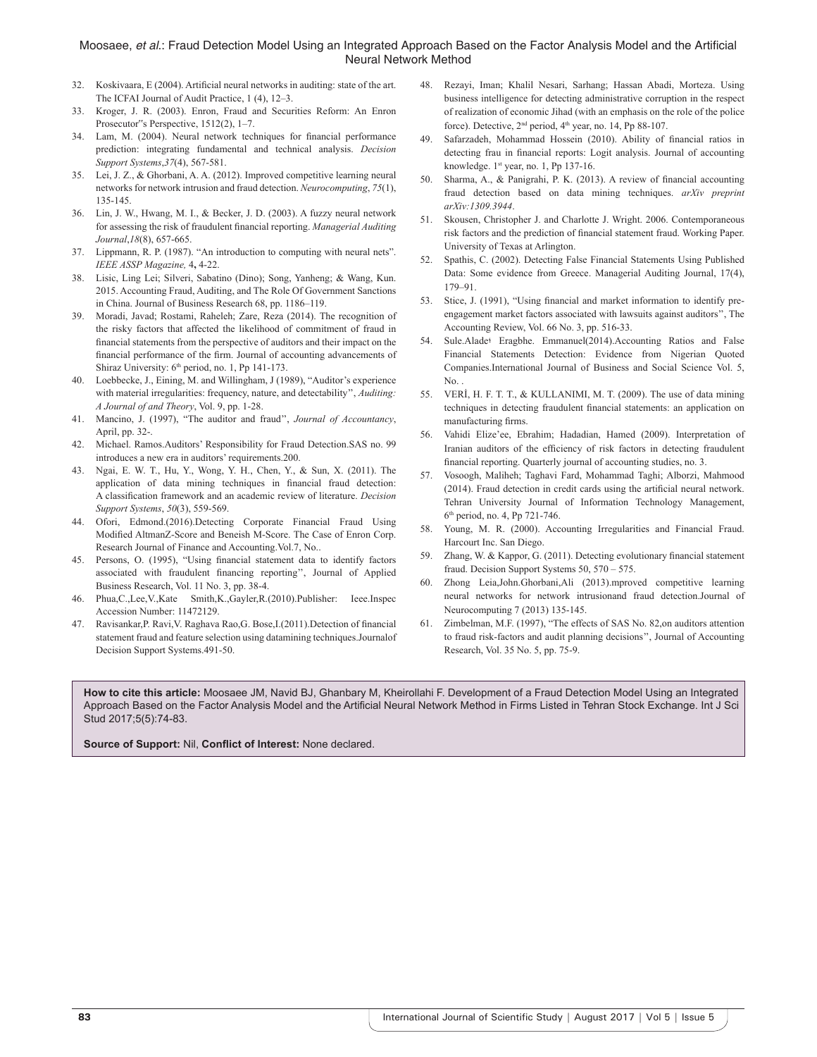32. Koskivaara, E (2004). Artificial neural networks in auditing: state of the art. The ICFAI Journal of Audit Practice, 1 (4), 12–3.
33. Kroger, J. R. (2003). Enron, Fraud and Securities Reform: An Enron Prosecutor‟s Perspective, 1512(2), 1–7.
34. Lam, M. (2004). Neural network techniques for financial performance prediction: integrating fundamental and technical analysis. *Decision Support Systems*,*37*(4), 567-581.
35. Lei, J. Z., & Ghorbani, A. A. (2012). Improved competitive learning neural networks for network intrusion and fraud detection. *Neurocomputing*, *75*(1), 135-145.
36. Lin, J. W., Hwang, M. I., & Becker, J. D. (2003). A fuzzy neural network for assessing the risk of fraudulent financial reporting. *Managerial Auditing Journal*,*18*(8), 657-665.
37. Lippmann, R. P. (1987). "An introduction to computing with neural nets". *IEEE ASSP Magazine,* 4**,** 4-22.
38. Lisic, Ling Lei; Silveri, Sabatino (Dino); Song, Yanheng; & Wang, Kun. 2015. Accounting Fraud, Auditing, and The Role Of Government Sanctions in China. Journal of Business Research 68, pp. 1186–119.
39. Moradi, Javad; Rostami, Raheleh; Zare, Reza (2014). The recognition of the risky factors that affected the likelihood of commitment of fraud in financial statements from the perspective of auditors and their impact on the financial performance of the firm. Journal of accounting advancements of Shiraz University: 6th period, no. 1, Pp 141-173.
40. Loebbecke, J., Eining, M. and Willingham, J (1989), "Auditor's experience with material irregularities: frequency, nature, and detectability'', *Auditing: A Journal of and Theory*, Vol. 9, pp. 1-28.
41. Mancino, J. (1997), "The auditor and fraud'', *Journal of Accountancy*, April, pp. 32-.
42. Michael. Ramos.Auditors' Responsibility for Fraud Detection.SAS no. 99 introduces a new era in auditors' requirements.200.
43. Ngai, E. W. T., Hu, Y., Wong, Y. H., Chen, Y., & Sun, X. (2011). The application of data mining techniques in financial fraud detection: A classification framework and an academic review of literature. *Decision Support Systems*, *50*(3), 559-569.
44. Ofori, Edmond.(2016).Detecting Corporate Financial Fraud Using Modified AltmanZ-Score and Beneish M-Score. The Case of Enron Corp. Research Journal of Finance and Accounting.Vol.7, No..
45. Persons, O. (1995), "Using financial statement data to identify factors associated with fraudulent financing reporting'', Journal of Applied Business Research, Vol. 11 No. 3, pp. 38-4.
46. Phua,C.,Lee,V.,Kate Smith,K.,Gayler,R.(2010).Publisher: Ieee.Inspec Accession Number: 11472129.
47. Ravisankar,P. Ravi,V. Raghava Rao,G. Bose,I.(2011).Detection of financial statement fraud and feature selection using datamining techniques.Journalof Decision Support Systems.491-50.
48. Rezayi, Iman; Khalil Nesari, Sarhang; Hassan Abadi, Morteza. Using business intelligence for detecting administrative corruption in the respect of realization of economic Jihad (with an emphasis on the role of the police force). Detective, 2nd period, 4th year, no. 14, Pp 88-107.
49. Safarzadeh, Mohammad Hossein (2010). Ability of financial ratios in detecting frau in financial reports: Logit analysis. Journal of accounting knowledge. 1st year, no. 1, Pp 137-16.
50. Sharma, A., & Panigrahi, P. K. (2013). A review of financial accounting fraud detection based on data mining techniques. *arXiv preprint arXiv:1309.3944*.
51. Skousen, Christopher J. and Charlotte J. Wright. 2006. Contemporaneous risk factors and the prediction of financial statement fraud. Working Paper. University of Texas at Arlington.
52. Spathis, C. (2002). Detecting False Financial Statements Using Published Data: Some evidence from Greece. Managerial Auditing Journal, 17(4), 179–91.
53. Stice, J. (1991), "Using financial and market information to identify pre-engagement market factors associated with lawsuits against auditors'', The Accounting Review, Vol. 66 No. 3, pp. 516-33.
54. Sule.Alade1 Eragbhe. Emmanuel(2014).Accounting Ratios and False Financial Statements Detection: Evidence from Nigerian Quoted Companies.International Journal of Business and Social Science Vol. 5, No. .
55. VERİ, H. F. T. T., & KULLANIMI, M. T. (2009). The use of data mining techniques in detecting fraudulent financial statements: an application on manufacturing firms.
56. Vahidi Elize'ee, Ebrahim; Hadadian, Hamed (2009). Interpretation of Iranian auditors of the efficiency of risk factors in detecting fraudulent financial reporting. Quarterly journal of accounting studies, no. 3.
57. Vosoogh, Maliheh; Taghavi Fard, Mohammad Taghi; Alborzi, Mahmood (2014). Fraud detection in credit cards using the artificial neural network. Tehran University Journal of Information Technology Management, 6th period, no. 4, Pp 721-746.
58. Young, M. R. (2000). Accounting Irregularities and Financial Fraud. Harcourt Inc. San Diego.
59. Zhang, W. & Kappor, G. (2011). Detecting evolutionary financial statement fraud. Decision Support Systems 50, 570 – 575.
60. Zhong Leia,John.Ghorbani,Ali (2013).mproved competitive learning neural networks for network intrusionand fraud detection.Journal of Neurocomputing 7 (2013) 135-145.
61. Zimbelman, M.F. (1997), "The effects of SAS No. 82,on auditors attention to fraud risk-factors and audit planning decisions'', Journal of Accounting Research, Vol. 35 No. 5, pp. 75-9.

**How to cite this article:** Moosaee JM, Navid BJ, Ghanbary M, Kheirollahi F. Development of a Fraud Detection Model Using an Integrated Approach Based on the Factor Analysis Model and the Artificial Neural Network Method in Firms Listed in Tehran Stock Exchange. Int J Sci Stud 2017;5(5):74-83.

**Source of Support:** Nil, **Conflict of Interest:** None declared.